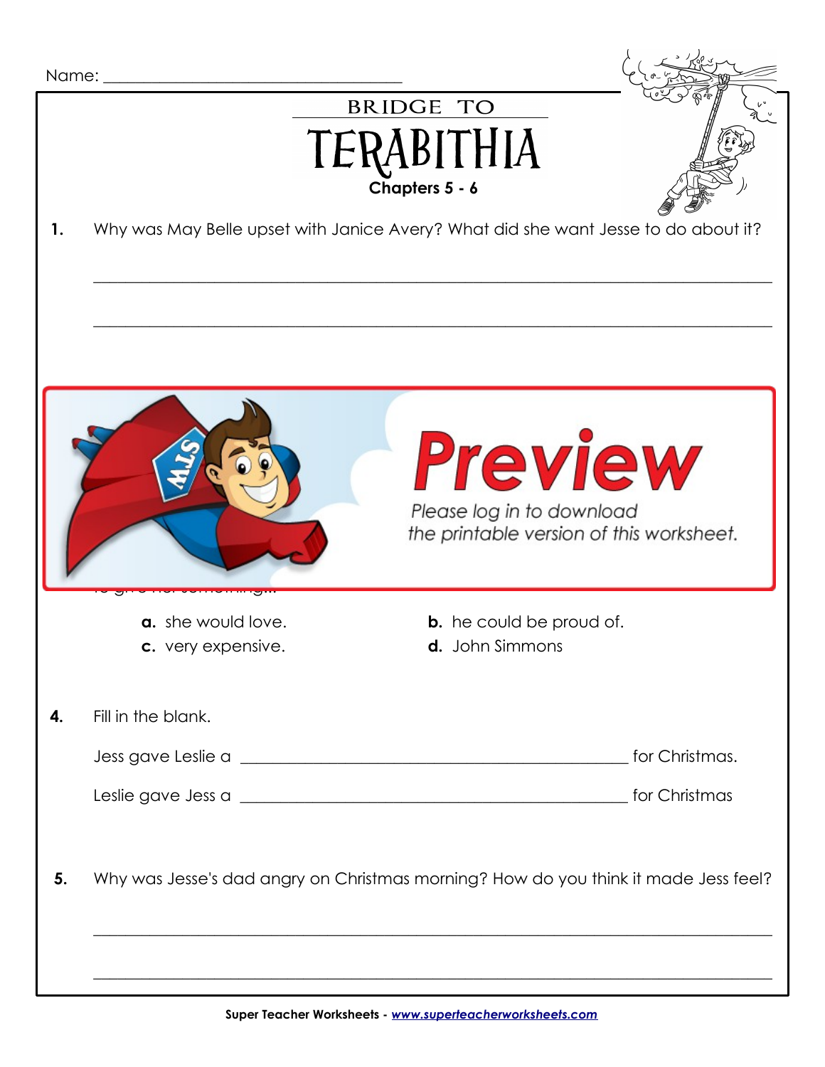Name: ___________________________________

# BRIDGE TO TERABITHIA

## Chapters 5 - 6

**1.** Why was May Belle upset with Janice Avery? What did she want Jesse to do about it?

_______________________________________________________________________________

_______________________________________________________________________________

Preview

*Please log in to download the printable version of this worksheet.*

**a.** she would love.

**b.** he could be proud of.

**c.** very expensive.

**d.** John Simmons

**4.** Fill in the blank.

Jess gave Leslie a _______________________________________________ for Christmas.

Leslie gave Jess a _______________________________________________ for Christmas

**5.** Why was Jesse's dad angry on Christmas morning? How do you think it made Jess feel?

_______________________________________________________________________________

_______________________________________________________________________________

Super Teacher Worksheets - www.superteacherworksheets.com